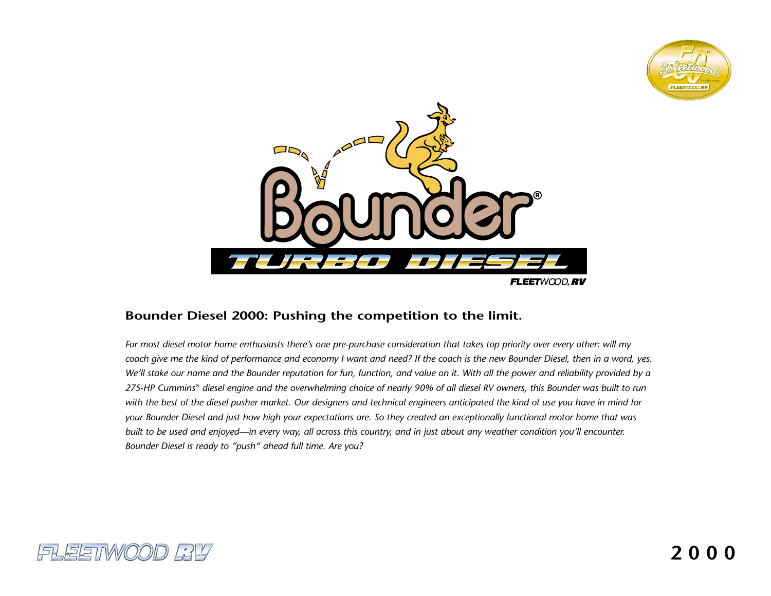# Bounder® TURBO DIESEL

FLEETWOOD RV

## Bounder Diesel 2000: Pushing the competition to the limit.

*For most diesel motor home enthusiasts there's one pre-purchase consideration that takes top priority over every other: will my coach give me the kind of performance and economy I want and need? If the coach is the new Bounder Diesel, then in a word, yes. We'll stake our name and the Bounder reputation for fun, function, and value on it. With all the power and reliability provided by a 275-HP Cummins® diesel engine and the overwhelming choice of nearly 90% of all diesel RV owners, this Bounder was built to run with the best of the diesel pusher market. Our designers and technical engineers anticipated the kind of use you have in mind for your Bounder Diesel and just how high your expectations are. So they created an exceptionally functional motor home that was built to be used and enjoyed—in every way, all across this country, and in just about any weather condition you'll encounter. Bounder Diesel is ready to "push" ahead full time. Are you?*

FLEETWOOD RV

2000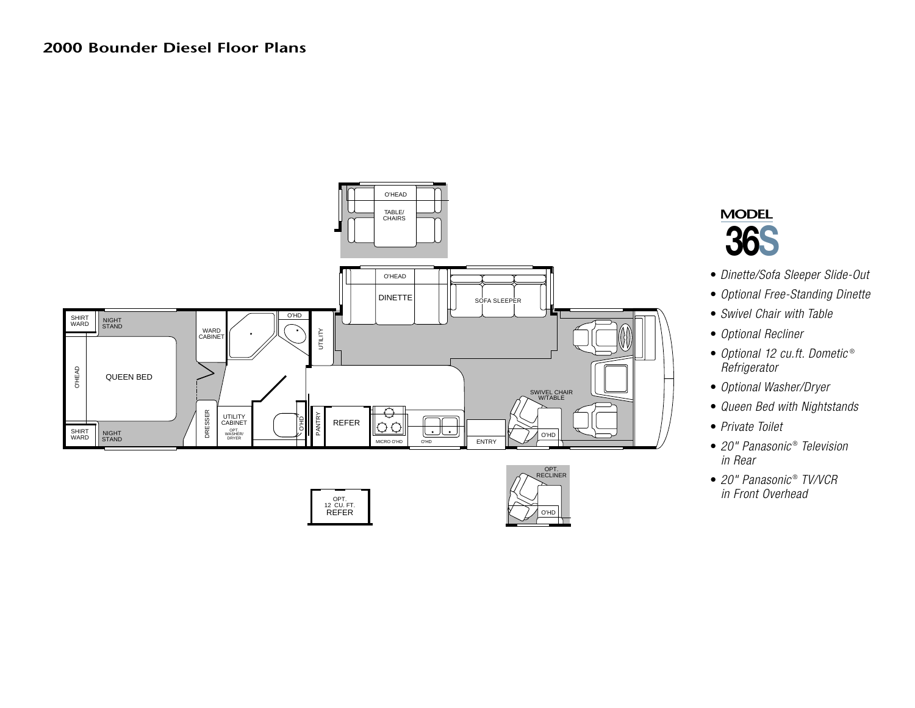## 2000 Bounder Diesel Floor Plans

O'HEAD

TABLE/ CHAIRS

O'HEAD

DINETTE

SOFA SLEEPER

SHIRT WARD

NIGHT STAND

O'HEAD

QUEEN BED

SHIRT WARD

NIGHT STAND

WARD CABINET

O'HD

UTILITY

DRESSER

UTILITY CABINET

OPT. WASHER/ DRYER

O'HD

PANTRY

REFER

MICRO O'HD

O'HD

ENTRY

SWIVEL CHAIR W/TABLE

O'HD

OPT. 12 CU. FT. REFER

OPT. RECLINER

O'HD

**MODEL**

**36S**

- *Dinette/Sofa Sleeper Slide-Out*
- *Optional Free-Standing Dinette*
- *Swivel Chair with Table*
- *Optional Recliner*
- *Optional 12 cu.ft. Dometic® Refrigerator*
- *Optional Washer/Dryer*
- *Queen Bed with Nightstands*
- *Private Toilet*
- *20" Panasonic® Television in Rear*
- *20" Panasonic® TV/VCR in Front Overhead*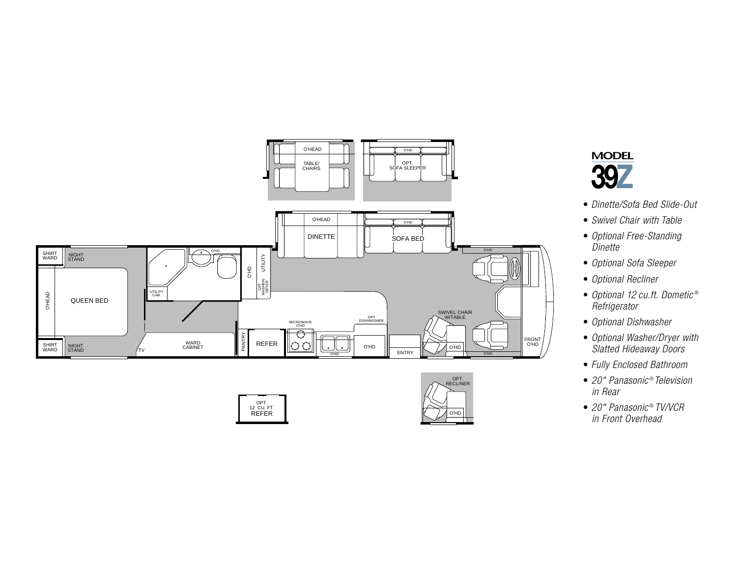# MODEL 39Z

- *Dinette/Sofa Bed Slide-Out*
- *Swivel Chair with Table*
- *Optional Free-Standing Dinette*
- *Optional Sofa Sleeper*
- *Optional Recliner*
- *Optional 12 cu.ft. Dometic® Refrigerator*
- *Optional Dishwasher*
- *Optional Washer/Dryer with Slatted Hideaway Doors*
- *Fully Enclosed Bathroom*
- *20" Panasonic® Television in Rear*
- *20" Panasonic® TV/VCR in Front Overhead*

SHIRT WARD
NIGHT STAND
O'HEAD
QUEEN BED
SHIRT WARD
NIGHT STAND
O'HD
UTILITY CAB.
TV
WARD CABINET
O'HD
UTILITY
OPT WASHER/ DRYER
PANTRY
REFER
MICROWAVE O'HD
O'HD
OPT DISHWASHER
O'HD
ENTRY
O'HEAD
DINETTE
O'HD
SOFA BED
O'HD
SWIVEL CHAIR W/TABLE
O'HD
O'HD
FRONT O'HD
O'HEAD
TABLE/ CHAIRS
O'HD
OPT. SOFA SLEEPER
OPT. 12 CU. FT. REFER
OPT. RECLINER
O'HD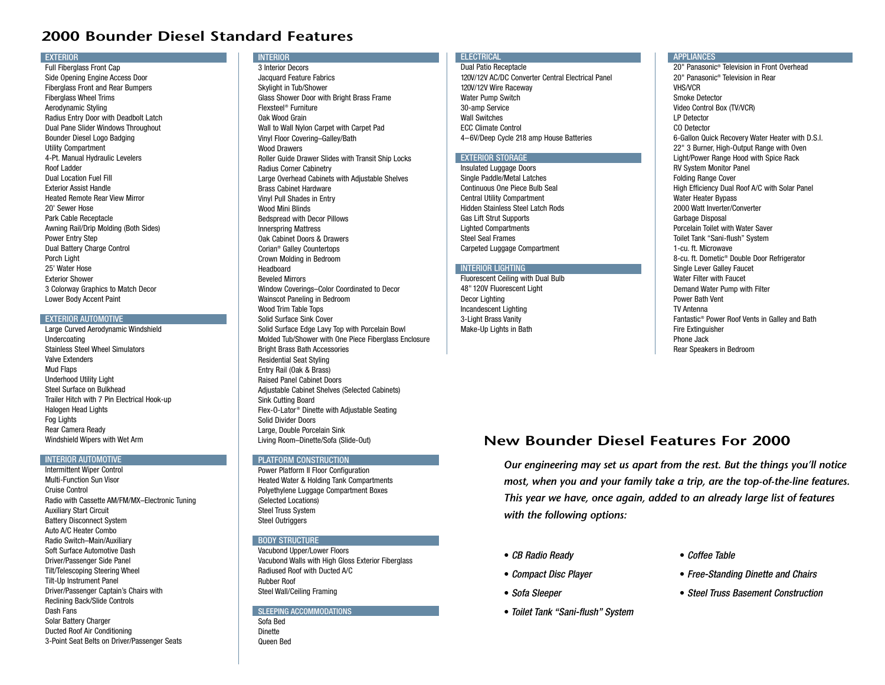# 2000 Bounder Diesel Standard Features

## EXTERIOR

- Full Fiberglass Front Cap
- Side Opening Engine Access Door
- Fiberglass Front and Rear Bumpers
- Fiberglass Wheel Trims
- Aerodynamic Styling
- Radius Entry Door with Deadbolt Latch
- Dual Pane Slider Windows Throughout
- Bounder Diesel Logo Badging
- Utility Compartment
- 4-Pt. Manual Hydraulic Levelers
- Roof Ladder
- Dual Location Fuel Fill
- Exterior Assist Handle
- Heated Remote Rear View Mirror
- 20' Sewer Hose
- Park Cable Receptacle
- Awning Rail/Drip Molding (Both Sides)
- Power Entry Step
- Dual Battery Charge Control
- Porch Light
- 25' Water Hose
- Exterior Shower
- 3 Colorway Graphics to Match Decor
- Lower Body Accent Paint

## EXTERIOR AUTOMOTIVE

- Large Curved Aerodynamic Windshield
- Undercoating
- Stainless Steel Wheel Simulators
- Valve Extenders
- Mud Flaps
- Underhood Utility Light
- Steel Surface on Bulkhead
- Trailer Hitch with 7 Pin Electrical Hook-up
- Halogen Head Lights
- Fog Lights
- Rear Camera Ready
- Windshield Wipers with Wet Arm

## INTERIOR AUTOMOTIVE

- Intermittent Wiper Control
- Multi-Function Sun Visor
- Cruise Control
- Radio with Cassette AM/FM/MX–Electronic Tuning
- Auxiliary Start Circuit
- Battery Disconnect System
- Auto A/C Heater Combo
- Radio Switch–Main/Auxiliary
- Soft Surface Automotive Dash
- Driver/Passenger Side Panel
- Tilt/Telescoping Steering Wheel
- Tilt-Up Instrument Panel
- Driver/Passenger Captain's Chairs with Reclining Back/Slide Controls
- Dash Fans
- Solar Battery Charger
- Ducted Roof Air Conditioning
- 3-Point Seat Belts on Driver/Passenger Seats

## INTERIOR

- 3 Interior Decors
- Jacquard Feature Fabrics
- Skylight in Tub/Shower
- Glass Shower Door with Bright Brass Frame
- Flexsteel® Furniture
- Oak Wood Grain
- Wall to Wall Nylon Carpet with Carpet Pad
- Vinyl Floor Covering–Galley/Bath
- Wood Drawers
- Roller Guide Drawer Slides with Transit Ship Locks
- Radius Corner Cabinetry
- Large Overhead Cabinets with Adjustable Shelves
- Brass Cabinet Hardware
- Vinyl Pull Shades in Entry
- Wood Mini Blinds
- Bedspread with Decor Pillows
- Innerspring Mattress
- Oak Cabinet Doors & Drawers
- Corian® Galley Countertops
- Crown Molding in Bedroom
- Headboard
- Beveled Mirrors
- Window Coverings–Color Coordinated to Decor
- Wainscot Paneling in Bedroom
- Wood Trim Table Tops
- Solid Surface Sink Cover
- Solid Surface Edge Lavy Top with Porcelain Bowl
- Molded Tub/Shower with One Piece Fiberglass Enclosure
- Bright Brass Bath Accessories
- Residential Seat Styling
- Entry Rail (Oak & Brass)
- Raised Panel Cabinet Doors
- Adjustable Cabinet Shelves (Selected Cabinets)
- Sink Cutting Board
- Flex-O-Lator® Dinette with Adjustable Seating
- Solid Divider Doors
- Large, Double Porcelain Sink
- Living Room–Dinette/Sofa (Slide-Out)

## PLATFORM CONSTRUCTION

- Power Platform II Floor Configuration
- Heated Water & Holding Tank Compartments
- Polyethylene Luggage Compartment Boxes (Selected Locations)
- Steel Truss System
- Steel Outriggers

## BODY STRUCTURE

- Vacubond Upper/Lower Floors
- Vacubond Walls with High Gloss Exterior Fiberglass
- Radiused Roof with Ducted A/C
- Rubber Roof
- Steel Wall/Ceiling Framing

## SLEEPING ACCOMMODATIONS

- Sofa Bed
- Dinette
- Queen Bed

## ELECTRICAL

- Dual Patio Receptacle
- 120V/12V AC/DC Converter Central Electrical Panel
- 120V/12V Wire Raceway
- Water Pump Switch
- 30-amp Service
- Wall Switches
- ECC Climate Control
- 4–6V/Deep Cycle 218 amp House Batteries

## EXTERIOR STORAGE

- Insulated Luggage Doors
- Single Paddle/Metal Latches
- Continuous One Piece Bulb Seal
- Central Utility Compartment
- Hidden Stainless Steel Latch Rods
- Gas Lift Strut Supports
- Lighted Compartments
- Steel Seal Frames
- Carpeted Luggage Compartment

## INTERIOR LIGHTING

- Fluorescent Ceiling with Dual Bulb
- 48" 120V Fluorescent Light
- Decor Lighting
- Incandescent Lighting
- 3-Light Brass Vanity
- Make-Up Lights in Bath

## APPLIANCES

- 20" Panasonic® Television in Front Overhead
- 20" Panasonic® Television in Rear
- VHS/VCR
- Smoke Detector
- Video Control Box (TV/VCR)
- LP Detector
- CO Detector
- 6-Gallon Quick Recovery Water Heater with D.S.I.
- 22" 3 Burner, High-Output Range with Oven
- Light/Power Range Hood with Spice Rack
- RV System Monitor Panel
- Folding Range Cover
- High Efficiency Dual Roof A/C with Solar Panel
- Water Heater Bypass
- 2000 Watt Inverter/Converter
- Garbage Disposal
- Porcelain Toilet with Water Saver
- Toilet Tank "Sani-flush" System
- 1-cu. ft. Microwave
- 8-cu. ft. Dometic® Double Door Refrigerator
- Single Lever Galley Faucet
- Water Filter with Faucet
- Demand Water Pump with Filter
- Power Bath Vent
- TV Antenna
- Fantastic® Power Roof Vents in Galley and Bath
- Fire Extinguisher
- Phone Jack
- Rear Speakers in Bedroom

# New Bounder Diesel Features For 2000

*Our engineering may set us apart from the rest. But the things you'll notice most, when you and your family take a trip, are the top-of-the-line features. This year we have, once again, added to an already large list of features with the following options:*

- *CB Radio Ready*
- *Compact Disc Player*
- *Sofa Sleeper*
- *Toilet Tank "Sani-flush" System*
- *Coffee Table*
- *Free-Standing Dinette and Chairs*
- *Steel Truss Basement Construction*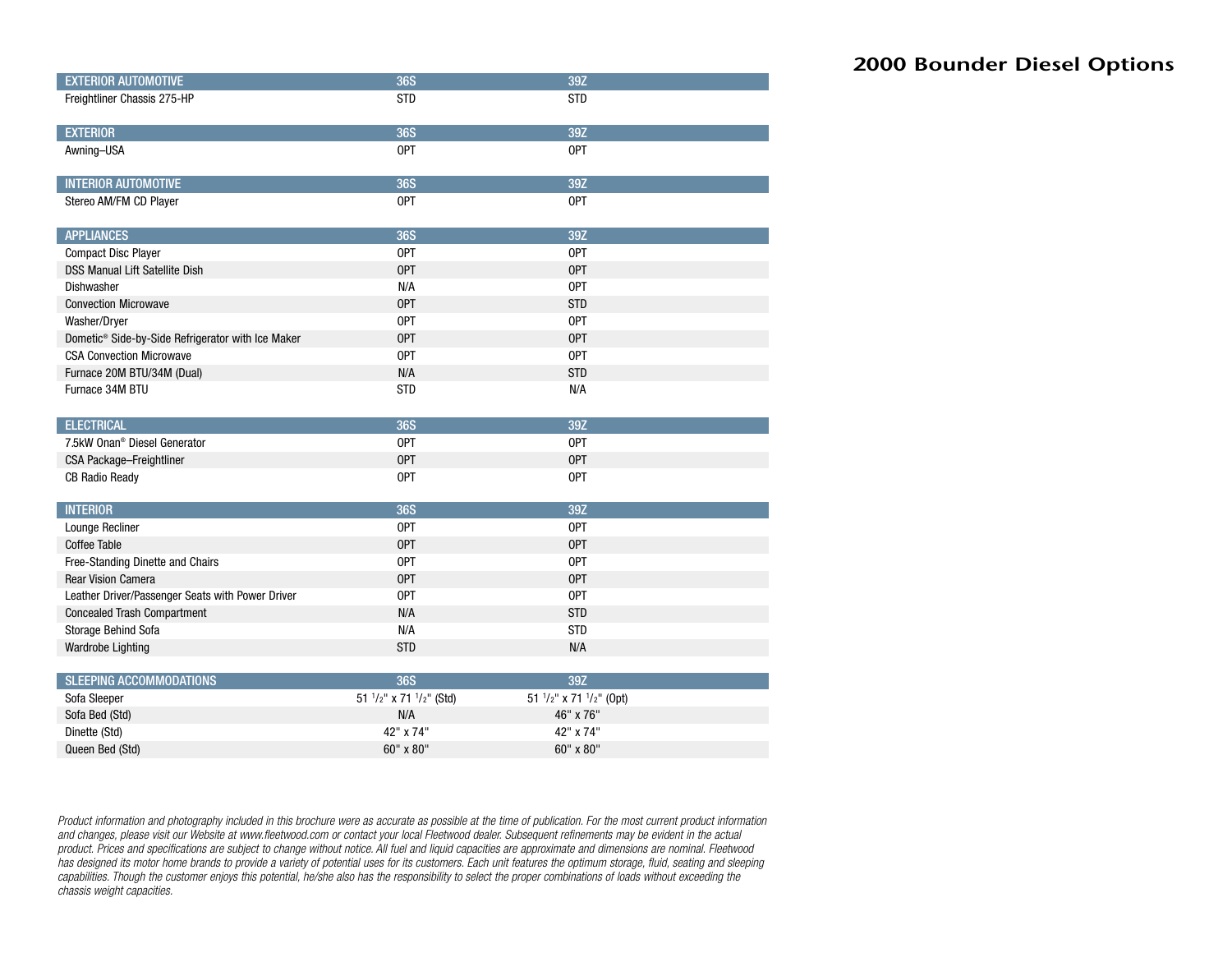# 2000 Bounder Diesel Options

| EXTERIOR AUTOMOTIVE | 36S | 39Z |
|---|---|---|
| Freightliner Chassis 275-HP | STD | STD |

| EXTERIOR | 36S | 39Z |
|---|---|---|
| Awning–USA | OPT | OPT |

| INTERIOR AUTOMOTIVE | 36S | 39Z |
|---|---|---|
| Stereo AM/FM CD Player | OPT | OPT |

| APPLIANCES | 36S | 39Z |
|---|---|---|
| Compact Disc Player | OPT | OPT |
| DSS Manual Lift Satellite Dish | OPT | OPT |
| Dishwasher | N/A | OPT |
| Convection Microwave | OPT | STD |
| Washer/Dryer | OPT | OPT |
| Dometic® Side-by-Side Refrigerator with Ice Maker | OPT | OPT |
| CSA Convection Microwave | OPT | OPT |
| Furnace 20M BTU/34M (Dual) | N/A | STD |
| Furnace 34M BTU | STD | N/A |

| ELECTRICAL | 36S | 39Z |
|---|---|---|
| 7.5kW Onan® Diesel Generator | OPT | OPT |
| CSA Package–Freightliner | OPT | OPT |
| CB Radio Ready | OPT | OPT |

| INTERIOR | 36S | 39Z |
|---|---|---|
| Lounge Recliner | OPT | OPT |
| Coffee Table | OPT | OPT |
| Free-Standing Dinette and Chairs | OPT | OPT |
| Rear Vision Camera | OPT | OPT |
| Leather Driver/Passenger Seats with Power Driver | OPT | OPT |
| Concealed Trash Compartment | N/A | STD |
| Storage Behind Sofa | N/A | STD |
| Wardrobe Lighting | STD | N/A |

| SLEEPING ACCOMMODATIONS | 36S | 39Z |
|---|---|---|
| Sofa Sleeper | 51 1/2" x 71 1/2" (Std) | 51 1/2" x 71 1/2" (Opt) |
| Sofa Bed (Std) | N/A | 46" x 76" |
| Dinette (Std) | 42" x 74" | 42" x 74" |
| Queen Bed (Std) | 60" x 80" | 60" x 80" |

*Product information and photography included in this brochure were as accurate as possible at the time of publication. For the most current product information and changes, please visit our Website at www.fleetwood.com or contact your local Fleetwood dealer. Subsequent refinements may be evident in the actual product. Prices and specifications are subject to change without notice. All fuel and liquid capacities are approximate and dimensions are nominal. Fleetwood has designed its motor home brands to provide a variety of potential uses for its customers. Each unit features the optimum storage, fluid, seating and sleeping capabilities. Though the customer enjoys this potential, he/she also has the responsibility to select the proper combinations of loads without exceeding the chassis weight capacities.*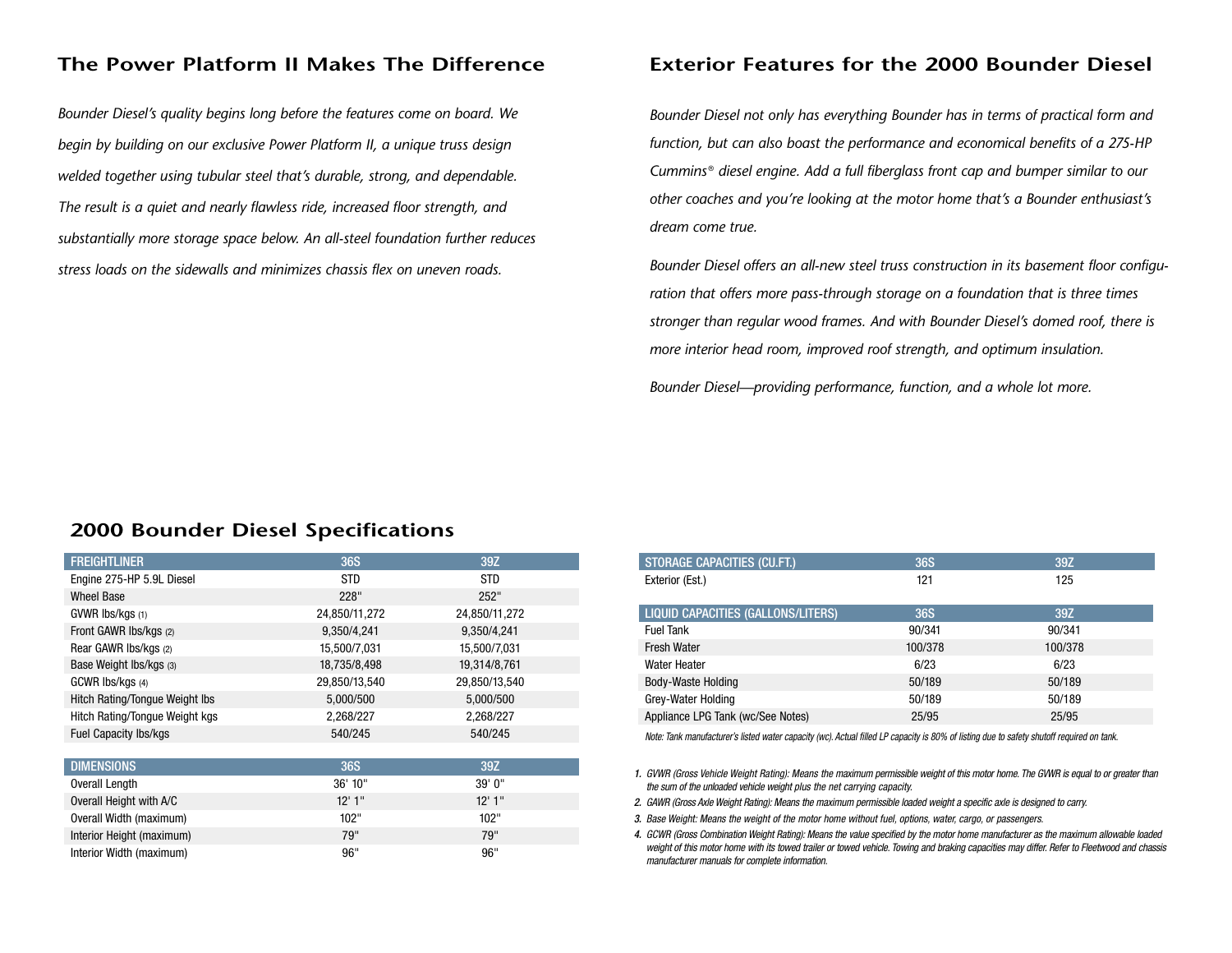## The Power Platform II Makes The Difference

*Bounder Diesel's quality begins long before the features come on board. We begin by building on our exclusive Power Platform II, a unique truss design welded together using tubular steel that's durable, strong, and dependable. The result is a quiet and nearly flawless ride, increased floor strength, and substantially more storage space below. An all-steel foundation further reduces stress loads on the sidewalls and minimizes chassis flex on uneven roads.*

## Exterior Features for the 2000 Bounder Diesel

*Bounder Diesel not only has everything Bounder has in terms of practical form and function, but can also boast the performance and economical benefits of a 275-HP Cummins® diesel engine. Add a full fiberglass front cap and bumper similar to our other coaches and you're looking at the motor home that's a Bounder enthusiast's dream come true.*

*Bounder Diesel offers an all-new steel truss construction in its basement floor configuration that offers more pass-through storage on a foundation that is three times stronger than regular wood frames. And with Bounder Diesel's domed roof, there is more interior head room, improved roof strength, and optimum insulation.*

*Bounder Diesel—providing performance, function, and a whole lot more.*

## 2000 Bounder Diesel Specifications

| FREIGHTLINER | 36S | 39Z |
|---|---|---|
| Engine 275-HP 5.9L Diesel | STD | STD |
| Wheel Base | 228" | 252" |
| GVWR lbs/kgs (1) | 24,850/11,272 | 24,850/11,272 |
| Front GAWR lbs/kgs (2) | 9,350/4,241 | 9,350/4,241 |
| Rear GAWR lbs/kgs (2) | 15,500/7,031 | 15,500/7,031 |
| Base Weight lbs/kgs (3) | 18,735/8,498 | 19,314/8,761 |
| GCWR lbs/kgs (4) | 29,850/13,540 | 29,850/13,540 |
| Hitch Rating/Tongue Weight lbs | 5,000/500 | 5,000/500 |
| Hitch Rating/Tongue Weight kgs | 2,268/227 | 2,268/227 |
| Fuel Capacity lbs/kgs | 540/245 | 540/245 |

| DIMENSIONS | 36S | 39Z |
|---|---|---|
| Overall Length | 36' 10" | 39' 0" |
| Overall Height with A/C | 12' 1" | 12' 1" |
| Overall Width (maximum) | 102" | 102" |
| Interior Height (maximum) | 79" | 79" |
| Interior Width (maximum) | 96" | 96" |

| STORAGE CAPACITIES (CU.FT.) | 36S | 39Z |
|---|---|---|
| Exterior (Est.) | 121 | 125 |

| LIQUID CAPACITIES (GALLONS/LITERS) | 36S | 39Z |
|---|---|---|
| Fuel Tank | 90/341 | 90/341 |
| Fresh Water | 100/378 | 100/378 |
| Water Heater | 6/23 | 6/23 |
| Body-Waste Holding | 50/189 | 50/189 |
| Grey-Water Holding | 50/189 | 50/189 |
| Appliance LPG Tank (wc/See Notes) | 25/95 | 25/95 |

*Note: Tank manufacturer's listed water capacity (wc). Actual filled LP capacity is 80% of listing due to safety shutoff required on tank.*

1. *GVWR (Gross Vehicle Weight Rating): Means the maximum permissible weight of this motor home. The GVWR is equal to or greater than the sum of the unloaded vehicle weight plus the net carrying capacity.*
2. *GAWR (Gross Axle Weight Rating): Means the maximum permissible loaded weight a specific axle is designed to carry.*
3. *Base Weight: Means the weight of the motor home without fuel, options, water, cargo, or passengers.*
4. *GCWR (Gross Combination Weight Rating): Means the value specified by the motor home manufacturer as the maximum allowable loaded weight of this motor home with its towed trailer or towed vehicle. Towing and braking capacities may differ. Refer to Fleetwood and chassis manufacturer manuals for complete information.*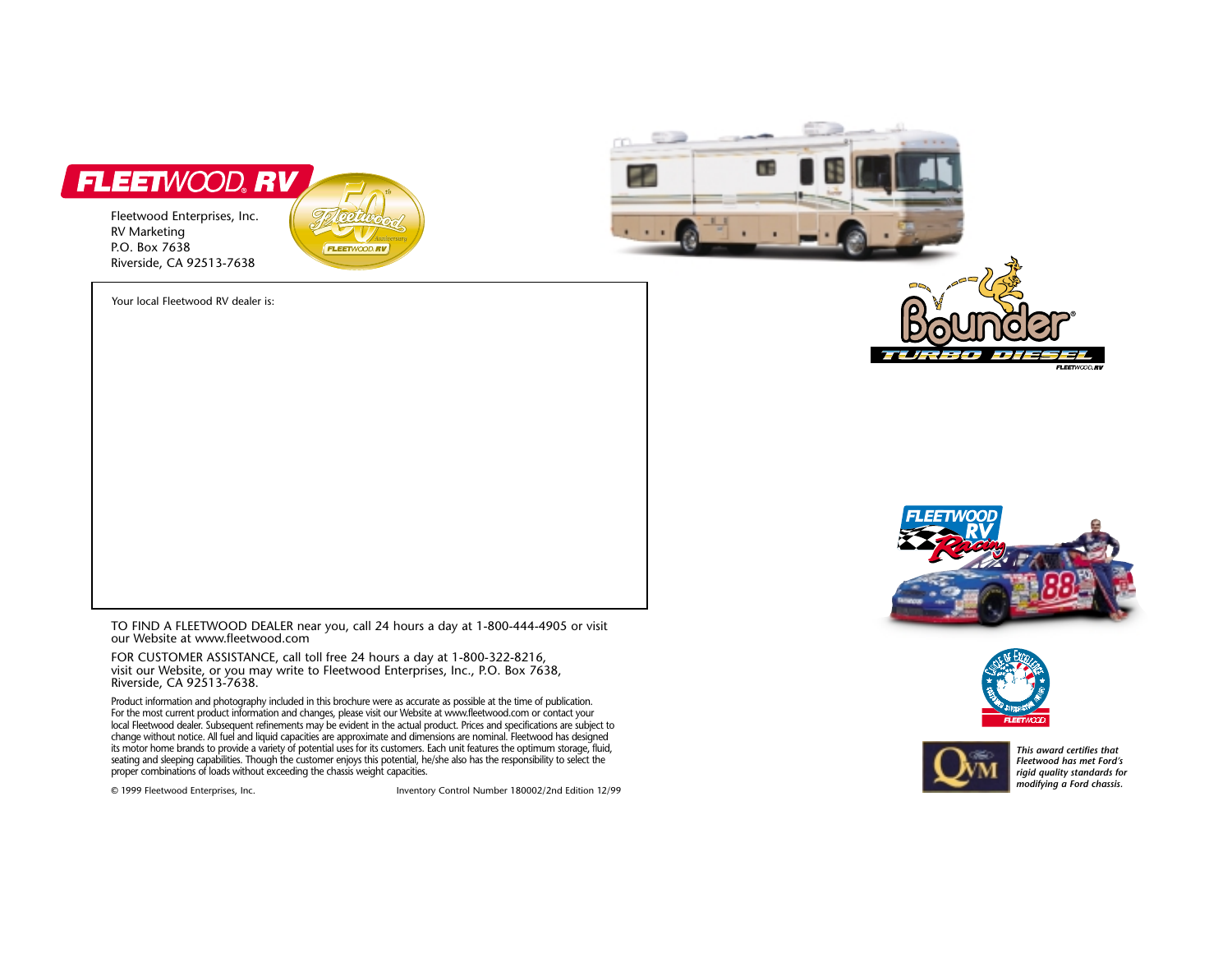FLEETWOOD® RV

Fleetwood Enterprises, Inc.
RV Marketing
P.O. Box 7638
Riverside, CA 92513-7638

Your local Fleetwood RV dealer is:

TO FIND A FLEETWOOD DEALER near you, call 24 hours a day at 1-800-444-4905 or visit our Website at www.fleetwood.com

FOR CUSTOMER ASSISTANCE, call toll free 24 hours a day at 1-800-322-8216, visit our Website, or you may write to Fleetwood Enterprises, Inc., P.O. Box 7638, Riverside, CA 92513-7638.

Product information and photography included in this brochure were as accurate as possible at the time of publication. For the most current product information and changes, please visit our Website at www.fleetwood.com or contact your local Fleetwood dealer. Subsequent refinements may be evident in the actual product. Prices and specifications are subject to change without notice. All fuel and liquid capacities are approximate and dimensions are nominal. Fleetwood has designed its motor home brands to provide a variety of potential uses for its customers. Each unit features the optimum storage, fluid, seating and sleeping capabilities. Though the customer enjoys this potential, he/she also has the responsibility to select the proper combinations of loads without exceeding the chassis weight capacities.

© 1999 Fleetwood Enterprises, Inc.

Inventory Control Number 180002/2nd Edition 12/99

Bounder® TURBO DIESEL

*This award certifies that Fleetwood has met Ford's rigid quality standards for modifying a Ford chassis.*